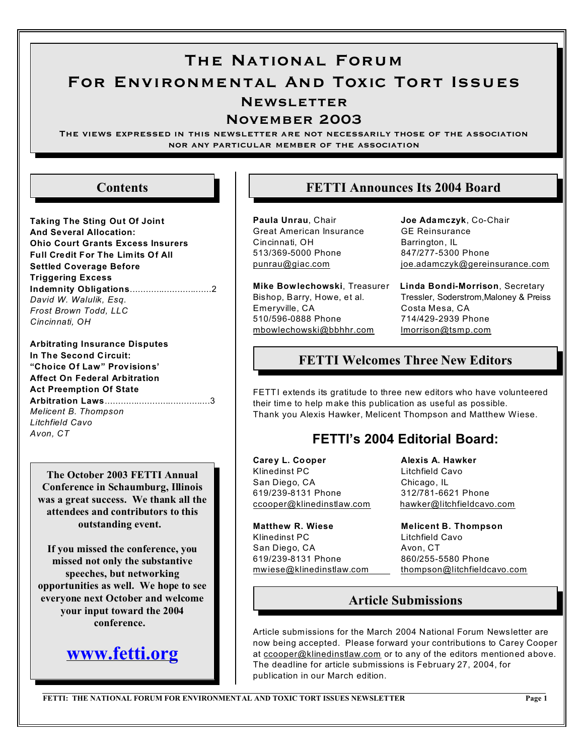# The National Forum For Environmental And Toxic Tort Issues

## Newsletter

## November 2003

The views expressed in this newsletter are not necessarily those of the association nor any particular member of the association

## Contents

**Taking The Sting Out Of Joint And Several Allocation: Ohio Court Grants Excess Insurers Full Credit For The Limits Of All Settled Coverage Before Triggering Excess Indemnity Obligations**..............................2
*David W. Walulik, Esq.*
*Frost Brown Todd, LLC*
*Cincinnati, OH*

**Arbitrating Insurance Disputes In The Second Circuit: "Choice Of Law" Provisions' Affect On Federal Arbitration Act Preemption Of State Arbitration Laws**.........................................3
*Melicent B. Thompson*
*Litchfield Cavo*
*Avon, CT*

**The October 2003 FETTI Annual Conference in Schaumburg, Illinois was a great success. We thank all the attendees and contributors to this outstanding event.**

**If you missed the conference, you missed not only the substantive speeches, but networking opportunities as well. We hope to see everyone next October and welcome your input toward the 2004 conference.**

**www.fetti.org**

## FETTI Announces Its 2004 Board

**Paula Unrau**, Chair
Great American Insurance
Cincinnati, OH
513/369-5000 Phone
punrau@giac.com

**Joe Adamczyk**, Co-Chair
GE Reinsurance
Barrington, IL
847/277-5300 Phone
joe.adamczyk@gereinsurance.com

**Mike Bowlechowski**, Treasurer
Bishop, Barry, Howe, et al.
Emeryville, CA
510/596-0888 Phone
mbowlechowski@bbhhr.com

**Linda Bondi-Morrison**, Secretary
Tressler, Soderstrom,Maloney & Preiss
Costa Mesa, CA
714/429-2939 Phone
lmorrison@tsmp.com

## FETTI Welcomes Three New Editors

FETTI extends its gratitude to three new editors who have volunteered their time to help make this publication as useful as possible. Thank you Alexis Hawker, Melicent Thompson and Matthew Wiese.

### FETTI's 2004 Editorial Board:

**Carey L. Cooper**
Klinedinst PC
San Diego, CA
619/239-8131 Phone
ccooper@klinedinstlaw.com

**Alexis A. Hawker**
Litchfield Cavo
Chicago, IL
312/781-6621 Phone
hawker@litchfieldcavo.com

**Matthew R. Wiese**
Klinedinst PC
San Diego, CA
619/239-8131 Phone
mwiese@klinedinstlaw.com

**Melicent B. Thompson**
Litchfield Cavo
Avon, CT
860/255-5580 Phone
thompson@litchfieldcavo.com

## Article Submissions

Article submissions for the March 2004 National Forum Newsletter are now being accepted. Please forward your contributions to Carey Cooper at ccooper@klinedinstlaw.com or to any of the editors mentioned above. The deadline for article submissions is February 27, 2004, for publication in our March edition.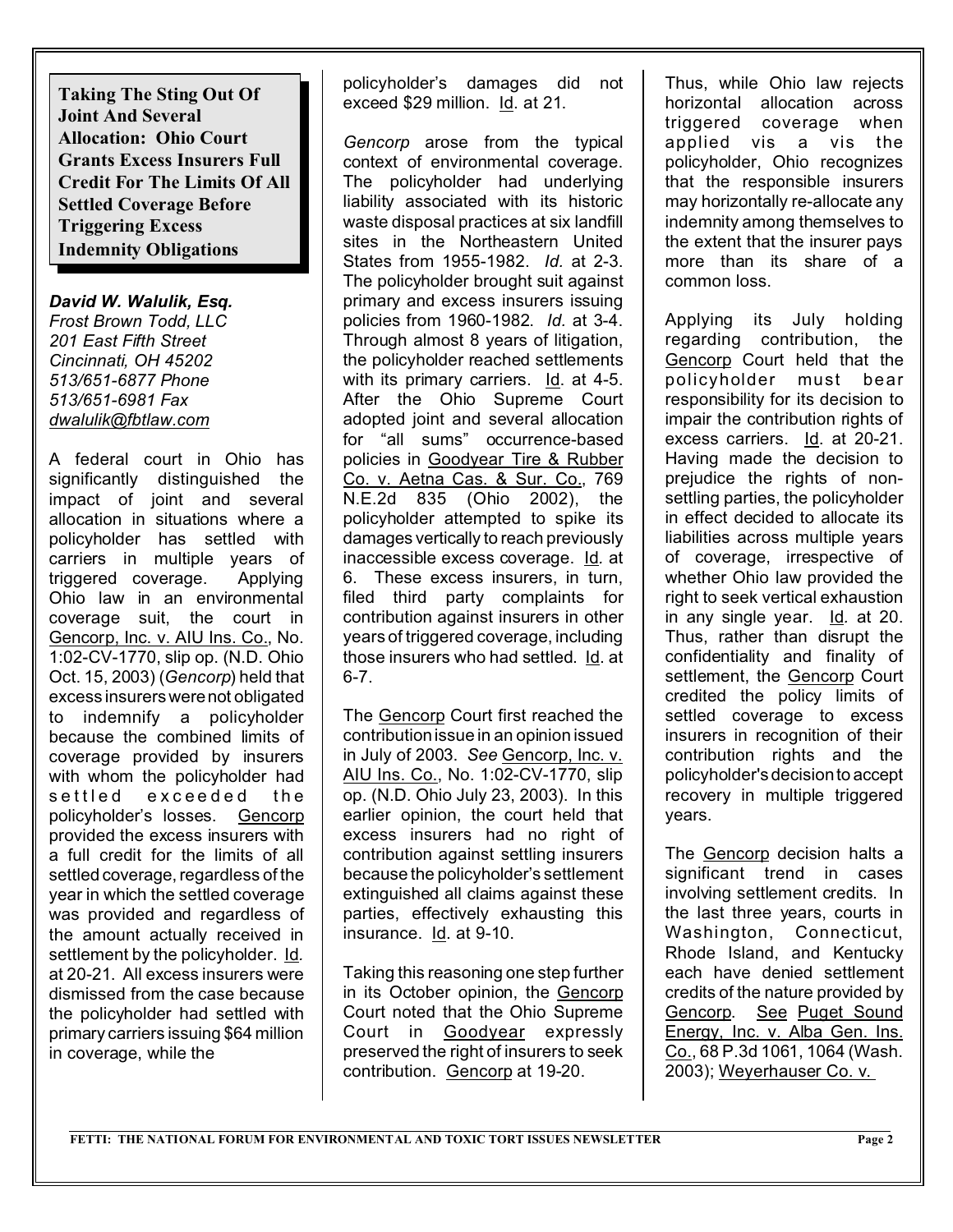## Taking The Sting Out Of Joint And Several Allocation: Ohio Court Grants Excess Insurers Full Credit For The Limits Of All Settled Coverage Before Triggering Excess Indemnity Obligations

***David W. Walulik, Esq.***
*Frost Brown Todd, LLC*
*201 East Fifth Street*
*Cincinnati, OH 45202*
*513/651-6877 Phone*
*513/651-6981 Fax*
*dwalulik@fbtlaw.com*

A federal court in Ohio has significantly distinguished the impact of joint and several allocation in situations where a policyholder has settled with carriers in multiple years of triggered coverage. Applying Ohio law in an environmental coverage suit, the court in Gencorp, Inc. v. AIU Ins. Co., No. 1:02-CV-1770, slip op. (N.D. Ohio Oct. 15, 2003) (*Gencorp*) held that excess insurers were not obligated to indemnify a policyholder because the combined limits of coverage provided by insurers with whom the policyholder had settled exceeded the policyholder's losses. Gencorp provided the excess insurers with a full credit for the limits of all settled coverage, regardless of the year in which the settled coverage was provided and regardless of the amount actually received in settlement by the policyholder. Id. at 20-21. All excess insurers were dismissed from the case because the policyholder had settled with primary carriers issuing $64 million in coverage, while the policyholder's damages did not exceed $29 million. Id. at 21.

*Gencorp* arose from the typical context of environmental coverage. The policyholder had underlying liability associated with its historic waste disposal practices at six landfill sites in the Northeastern United States from 1955-1982. *Id*. at 2-3. The policyholder brought suit against primary and excess insurers issuing policies from 1960-1982. *Id.* at 3-4. Through almost 8 years of litigation, the policyholder reached settlements with its primary carriers. Id. at 4-5. After the Ohio Supreme Court adopted joint and several allocation for "all sums" occurrence-based policies in Goodyear Tire & Rubber Co. v. Aetna Cas. & Sur. Co., 769 N.E.2d 835 (Ohio 2002), the policyholder attempted to spike its damages vertically to reach previously inaccessible excess coverage. Id. at 6. These excess insurers, in turn, filed third party complaints for contribution against insurers in other years of triggered coverage, including those insurers who had settled. Id. at 6-7.

The Gencorp Court first reached the contribution issue in an opinion issued in July of 2003. *See* Gencorp, Inc. v. AIU Ins. Co., No. 1:02-CV-1770, slip op. (N.D. Ohio July 23, 2003). In this earlier opinion, the court held that excess insurers had no right of contribution against settling insurers because the policyholder's settlement extinguished all claims against these parties, effectively exhausting this insurance. Id. at 9-10.

Taking this reasoning one step further in its October opinion, the Gencorp Court noted that the Ohio Supreme Court in Goodyear expressly preserved the right of insurers to seek contribution. Gencorp at 19-20. Thus, while Ohio law rejects horizontal allocation across triggered coverage when applied vis a vis the policyholder, Ohio recognizes that the responsible insurers may horizontally re-allocate any indemnity among themselves to the extent that the insurer pays more than its share of a common loss.

Applying its July holding regarding contribution, the Gencorp Court held that the policyholder must bear responsibility for its decision to impair the contribution rights of excess carriers. Id. at 20-21. Having made the decision to prejudice the rights of non-settling parties, the policyholder in effect decided to allocate its liabilities across multiple years of coverage, irrespective of whether Ohio law provided the right to seek vertical exhaustion in any single year. Id. at 20. Thus, rather than disrupt the confidentiality and finality of settlement, the Gencorp Court credited the policy limits of settled coverage to excess insurers in recognition of their contribution rights and the policyholder's decision to accept recovery in multiple triggered years.

The Gencorp decision halts a significant trend in cases involving settlement credits. In the last three years, courts in Washington, Connecticut, Rhode Island, and Kentucky each have denied settlement credits of the nature provided by Gencorp. See Puget Sound Energy, Inc. v. Alba Gen. Ins. Co., 68 P.3d 1061, 1064 (Wash. 2003); Weyerhauser Co. v.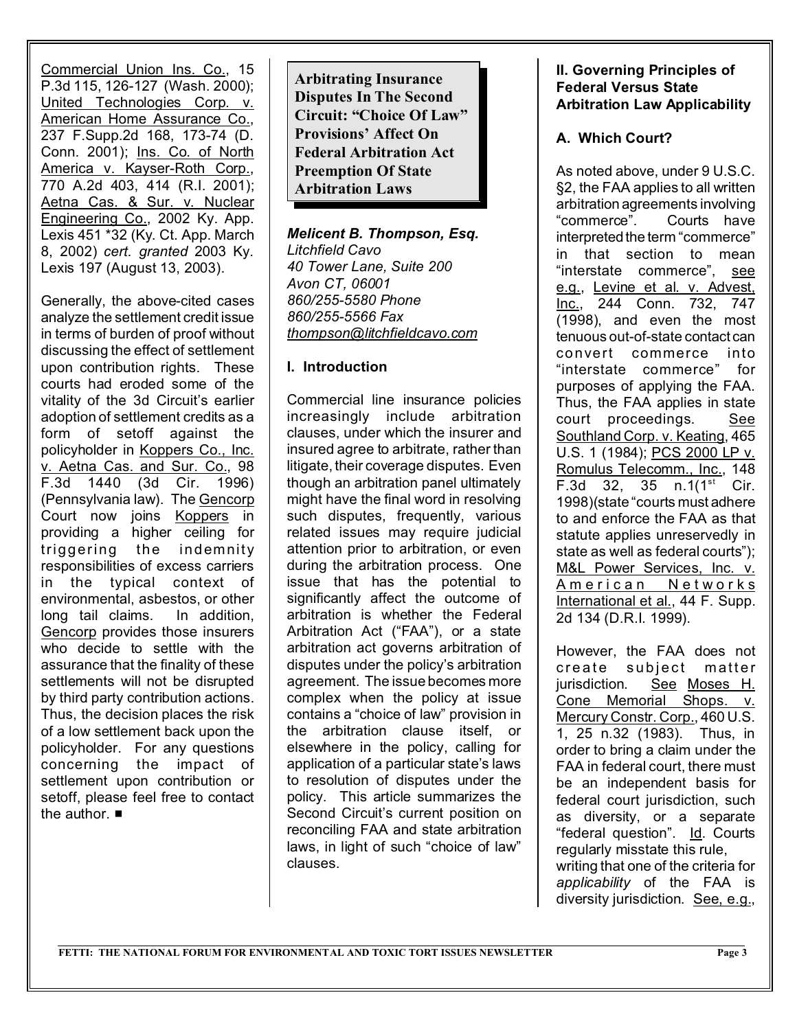Commercial Union Ins. Co., 15 P.3d 115, 126-127 (Wash. 2000); United Technologies Corp. v. American Home Assurance Co., 237 F.Supp.2d 168, 173-74 (D. Conn. 2001); Ins. Co. of North America v. Kayser-Roth Corp., 770 A.2d 403, 414 (R.I. 2001); Aetna Cas. & Sur. v. Nuclear Engineering Co., 2002 Ky. App. Lexis 451 *32 (Ky. Ct. App. March 8, 2002) *cert. granted* 2003 Ky. Lexis 197 (August 13, 2003).

Generally, the above-cited cases analyze the settlement credit issue in terms of burden of proof without discussing the effect of settlement upon contribution rights. These courts had eroded some of the vitality of the 3d Circuit's earlier adoption of settlement credits as a form of setoff against the policyholder in Koppers Co., Inc. v. Aetna Cas. and Sur. Co., 98 F.3d 1440 (3d Cir. 1996) (Pennsylvania law). The Gencorp Court now joins Koppers in providing a higher ceiling for triggering the indemnity responsibilities of excess carriers in the typical context of environmental, asbestos, or other long tail claims. In addition, Gencorp provides those insurers who decide to settle with the assurance that the finality of these settlements will not be disrupted by third party contribution actions. Thus, the decision places the risk of a low settlement back upon the policyholder. For any questions concerning the impact of settlement upon contribution or setoff, please feel free to contact the author. ■

## Arbitrating Insurance Disputes In The Second Circuit: "Choice Of Law" Provisions' Affect On Federal Arbitration Act Preemption Of State Arbitration Laws

***Melicent B. Thompson, Esq.***
*Litchfield Cavo*
*40 Tower Lane, Suite 200*
*Avon CT, 06001*
*860/255-5580 Phone*
*860/255-5566 Fax*
*thompson@litchfieldcavo.com*

### I. Introduction

Commercial line insurance policies increasingly include arbitration clauses, under which the insurer and insured agree to arbitrate, rather than litigate, their coverage disputes. Even though an arbitration panel ultimately might have the final word in resolving such disputes, frequently, various related issues may require judicial attention prior to arbitration, or even during the arbitration process. One issue that has the potential to significantly affect the outcome of arbitration is whether the Federal Arbitration Act ("FAA"), or a state arbitration act governs arbitration of disputes under the policy's arbitration agreement. The issue becomes more complex when the policy at issue contains a "choice of law" provision in the arbitration clause itself, or elsewhere in the policy, calling for application of a particular state's laws to resolution of disputes under the policy. This article summarizes the Second Circuit's current position on reconciling FAA and state arbitration laws, in light of such "choice of law" clauses.

### II. Governing Principles of Federal Versus State Arbitration Law Applicability

#### A. Which Court?

As noted above, under 9 U.S.C. §2, the FAA applies to all written arbitration agreements involving "commerce". Courts have interpreted the term "commerce" in that section to mean "interstate commerce", see e.g., Levine et al. v. Advest, Inc., 244 Conn. 732, 747 (1998), and even the most tenuous out-of-state contact can convert commerce into "interstate commerce" for purposes of applying the FAA. Thus, the FAA applies in state court proceedings. See Southland Corp. v. Keating, 465 U.S. 1 (1984); PCS 2000 LP v. Romulus Telecomm., Inc., 148 F.3d 32, 35 n.1(1st Cir. 1998)(state "courts must adhere to and enforce the FAA as that statute applies unreservedly in state as well as federal courts"); M&L Power Services, Inc. v. American Networks International et al., 44 F. Supp. 2d 134 (D.R.I. 1999).

However, the FAA does not create subject matter jurisdiction. See Moses H. Cone Memorial Shops. v. Mercury Constr. Corp., 460 U.S. 1, 25 n.32 (1983). Thus, in order to bring a claim under the FAA in federal court, there must be an independent basis for federal court jurisdiction, such as diversity, or a separate "federal question". Id. Courts regularly misstate this rule, writing that one of the criteria for *applicability* of the FAA is diversity jurisdiction. See, e.g.,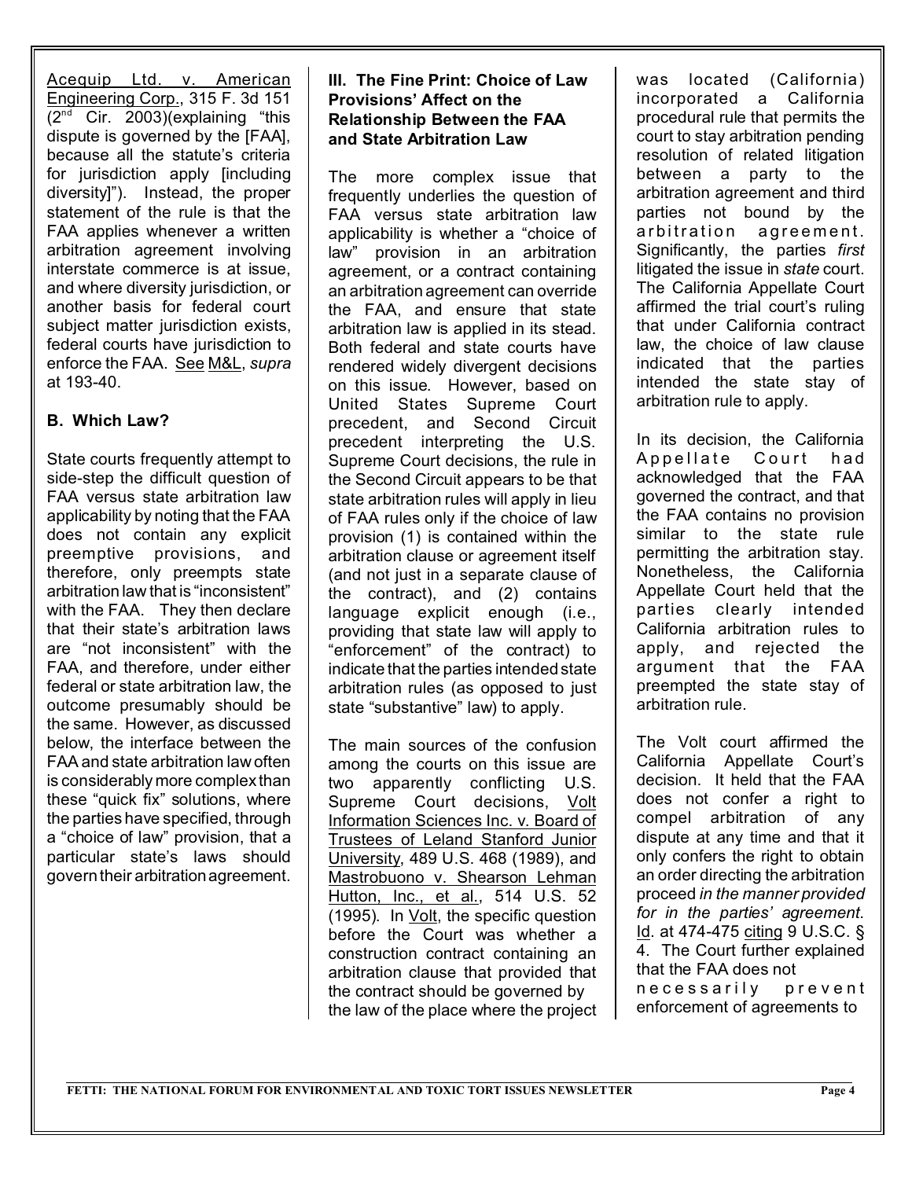Acequip Ltd. v. American Engineering Corp., 315 F. 3d 151 (2[nd] Cir. 2003)(explaining "this dispute is governed by the [FAA], because all the statute's criteria for jurisdiction apply [including diversity]"). Instead, the proper statement of the rule is that the FAA applies whenever a written arbitration agreement involving interstate commerce is at issue, and where diversity jurisdiction, or another basis for federal court subject matter jurisdiction exists, federal courts have jurisdiction to enforce the FAA. See M&L, *supra* at 193-40.

### B. Which Law?

State courts frequently attempt to side-step the difficult question of FAA versus state arbitration law applicability by noting that the FAA does not contain any explicit preemptive provisions, and therefore, only preempts state arbitration law that is "inconsistent" with the FAA. They then declare that their state's arbitration laws are "not inconsistent" with the FAA, and therefore, under either federal or state arbitration law, the outcome presumably should be the same. However, as discussed below, the interface between the FAA and state arbitration law often is considerably more complex than these "quick fix" solutions, where the parties have specified, through a "choice of law" provision, that a particular state's laws should govern their arbitration agreement.

## III. The Fine Print: Choice of Law Provisions' Affect on the Relationship Between the FAA and State Arbitration Law

The more complex issue that frequently underlies the question of FAA versus state arbitration law applicability is whether a "choice of law" provision in an arbitration agreement, or a contract containing an arbitration agreement can override the FAA, and ensure that state arbitration law is applied in its stead. Both federal and state courts have rendered widely divergent decisions on this issue. However, based on United States Supreme Court precedent, and Second Circuit precedent interpreting the U.S. Supreme Court decisions, the rule in the Second Circuit appears to be that state arbitration rules will apply in lieu of FAA rules only if the choice of law provision (1) is contained within the arbitration clause or agreement itself (and not just in a separate clause of the contract), and (2) contains language explicit enough (i.e., providing that state law will apply to "enforcement" of the contract) to indicate that the parties intended state arbitration rules (as opposed to just state "substantive" law) to apply.

The main sources of the confusion among the courts on this issue are two apparently conflicting U.S. Supreme Court decisions, Volt Information Sciences Inc. v. Board of Trustees of Leland Stanford Junior University, 489 U.S. 468 (1989), and Mastrobuono v. Shearson Lehman Hutton, Inc., et al., 514 U.S. 52 (1995). In Volt, the specific question before the Court was whether a construction contract containing an arbitration clause that provided that the contract should be governed by the law of the place where the project was located (California) incorporated a California procedural rule that permits the court to stay arbitration pending resolution of related litigation between a party to the arbitration agreement and third parties not bound by the arbitration agreement. Significantly, the parties *first* litigated the issue in *state* court. The California Appellate Court affirmed the trial court's ruling that under California contract law, the choice of law clause indicated that the parties intended the state stay of arbitration rule to apply.

In its decision, the California Appellate Court had acknowledged that the FAA governed the contract, and that the FAA contains no provision similar to the state rule permitting the arbitration stay. Nonetheless, the California Appellate Court held that the parties clearly intended California arbitration rules to apply, and rejected the argument that the FAA preempted the state stay of arbitration rule.

The Volt court affirmed the California Appellate Court's decision. It held that the FAA does not confer a right to compel arbitration of any dispute at any time and that it only confers the right to obtain an order directing the arbitration proceed *in the manner provided for in the parties' agreement*. Id. at 474-475 citing 9 U.S.C. § 4. The Court further explained that the FAA does not necessarily prevent enforcement of agreements to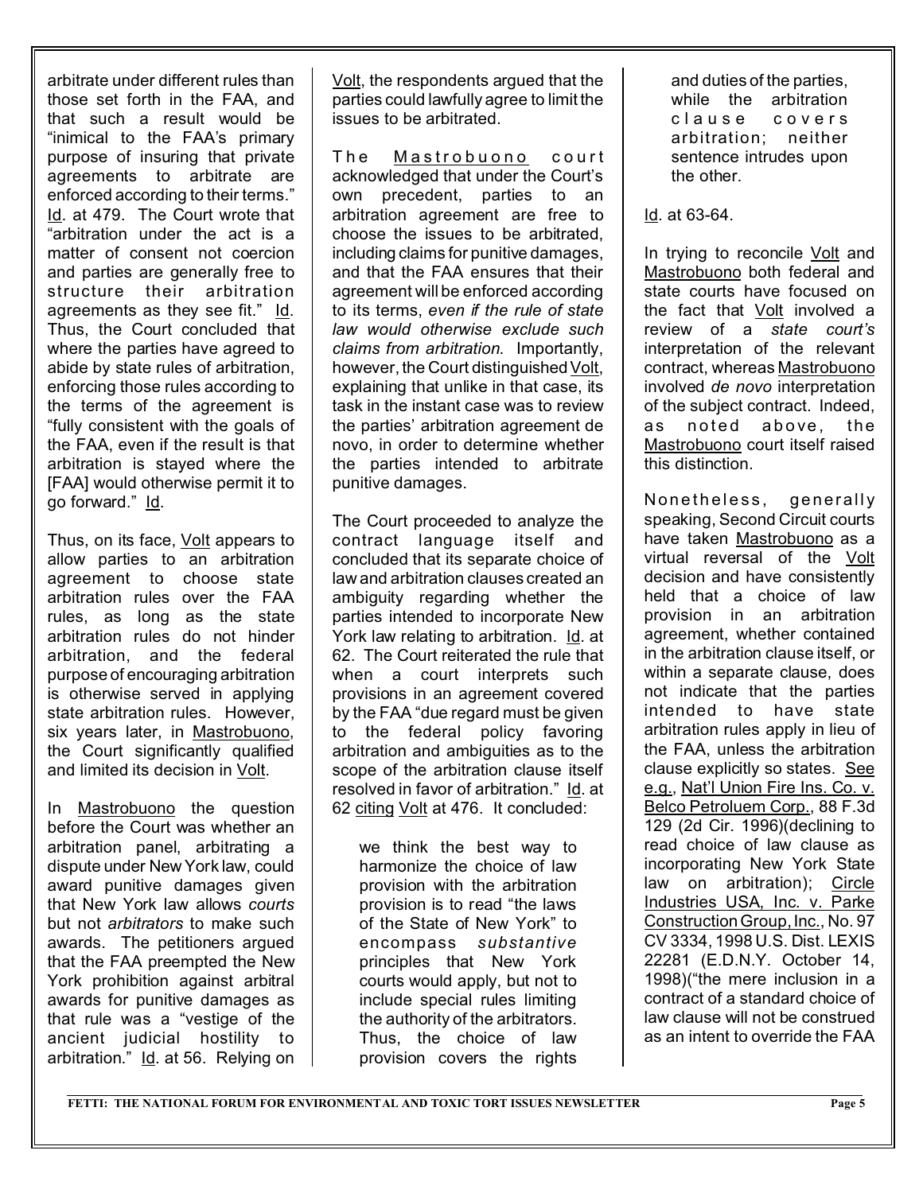arbitrate under different rules than those set forth in the FAA, and that such a result would be "inimical to the FAA's primary purpose of insuring that private agreements to arbitrate are enforced according to their terms." Id. at 479. The Court wrote that "arbitration under the act is a matter of consent not coercion and parties are generally free to structure their arbitration agreements as they see fit." Id. Thus, the Court concluded that where the parties have agreed to abide by state rules of arbitration, enforcing those rules according to the terms of the agreement is "fully consistent with the goals of the FAA, even if the result is that arbitration is stayed where the [FAA] would otherwise permit it to go forward." Id.

Thus, on its face, Volt appears to allow parties to an arbitration agreement to choose state arbitration rules over the FAA rules, as long as the state arbitration rules do not hinder arbitration, and the federal purpose of encouraging arbitration is otherwise served in applying state arbitration rules. However, six years later, in Mastrobuono, the Court significantly qualified and limited its decision in Volt.

In Mastrobuono the question before the Court was whether an arbitration panel, arbitrating a dispute under New York law, could award punitive damages given that New York law allows *courts* but not *arbitrators* to make such awards. The petitioners argued that the FAA preempted the New York prohibition against arbitral awards for punitive damages as that rule was a "vestige of the ancient judicial hostility to arbitration." Id. at 56. Relying on Volt, the respondents argued that the parties could lawfully agree to limit the issues to be arbitrated.

The Mastrobuono court acknowledged that under the Court's own precedent, parties to an arbitration agreement are free to choose the issues to be arbitrated, including claims for punitive damages, and that the FAA ensures that their agreement will be enforced according to its terms, *even if the rule of state law would otherwise exclude such claims from arbitration*. Importantly, however, the Court distinguished Volt, explaining that unlike in that case, its task in the instant case was to review the parties' arbitration agreement de novo, in order to determine whether the parties intended to arbitrate punitive damages.

The Court proceeded to analyze the contract language itself and concluded that its separate choice of law and arbitration clauses created an ambiguity regarding whether the parties intended to incorporate New York law relating to arbitration. Id. at 62. The Court reiterated the rule that when a court interprets such provisions in an agreement covered by the FAA "due regard must be given to the federal policy favoring arbitration and ambiguities as to the scope of the arbitration clause itself resolved in favor of arbitration." Id. at 62 citing Volt at 476. It concluded:

> we think the best way to harmonize the choice of law provision with the arbitration provision is to read "the laws of the State of New York" to encompass *substantive* principles that New York courts would apply, but not to include special rules limiting the authority of the arbitrators. Thus, the choice of law provision covers the rights and duties of the parties, while the arbitration clause covers arbitration; neither sentence intrudes upon the other.

Id. at 63-64.

In trying to reconcile Volt and Mastrobuono both federal and state courts have focused on the fact that Volt involved a review of a *state court's* interpretation of the relevant contract, whereas Mastrobuono involved *de novo* interpretation of the subject contract. Indeed, as noted above, the Mastrobuono court itself raised this distinction.

Nonetheless, generally speaking, Second Circuit courts have taken Mastrobuono as a virtual reversal of the Volt decision and have consistently held that a choice of law provision in an arbitration agreement, whether contained in the arbitration clause itself, or within a separate clause, does not indicate that the parties intended to have state arbitration rules apply in lieu of the FAA, unless the arbitration clause explicitly so states. See e.g., Nat'l Union Fire Ins. Co. v. Belco Petroluem Corp., 88 F.3d 129 (2d Cir. 1996)(declining to read choice of law clause as incorporating New York State law on arbitration); Circle Industries USA, Inc. v. Parke Construction Group, Inc., No. 97 CV 3334, 1998 U.S. Dist. LEXIS 22281 (E.D.N.Y. October 14, 1998)("the mere inclusion in a contract of a standard choice of law clause will not be construed as an intent to override the FAA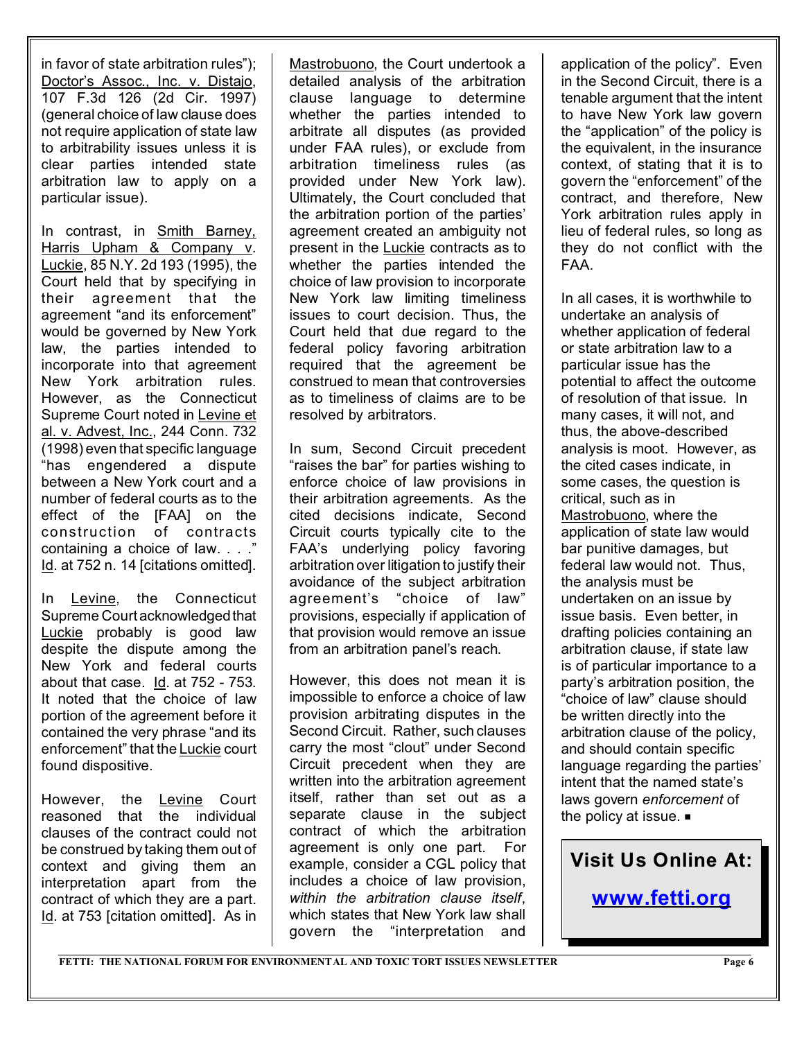in favor of state arbitration rules"); Doctor's Assoc., Inc. v. Distajo, 107 F.3d 126 (2d Cir. 1997) (general choice of law clause does not require application of state law to arbitrability issues unless it is clear parties intended state arbitration law to apply on a particular issue).

In contrast, in Smith Barney, Harris Upham & Company v. Luckie, 85 N.Y. 2d 193 (1995), the Court held that by specifying in their agreement "and its enforcement" would be governed by New York law, the parties intended to incorporate into that agreement New York arbitration rules. However, as the Connecticut Supreme Court noted in Levine et al. v. Advest, Inc., 244 Conn. 732 (1998) even that specific language "has engendered a dispute between a New York court and a number of federal courts as to the effect of the [FAA] on the construction of contracts containing a choice of law. . . ." Id. at 752 n. 14 [citations omitted].

In Levine, the Connecticut Supreme Court acknowledged that Luckie probably is good law despite the dispute among the New York and federal courts about that case. Id. at 752 - 753. It noted that the choice of law portion of the agreement before it contained the very phrase "and its enforcement" that the Luckie court found dispositive.

However, the Levine Court reasoned that the individual clauses of the contract could not be construed by taking them out of context and giving them an interpretation apart from the contract of which they are a part. Id. at 753 [citation omitted]. As in Mastrobuono, the Court undertook a detailed analysis of the arbitration clause language to determine whether the parties intended to arbitrate all disputes (as provided under FAA rules), or exclude from arbitration timeliness rules (as provided under New York law). Ultimately, the Court concluded that the arbitration portion of the parties' agreement created an ambiguity not present in the Luckie contracts as to whether the parties intended the choice of law provision to incorporate New York law limiting timeliness issues to court decision. Thus, the Court held that due regard to the federal policy favoring arbitration required that the agreement be construed to mean that controversies as to timeliness of claims are to be resolved by arbitrators.

In sum, Second Circuit precedent "raises the bar" for parties wishing to enforce choice of law provisions in their arbitration agreements. As the cited decisions indicate, Second Circuit courts typically cite to the FAA's underlying policy favoring arbitration over litigation to justify their avoidance of the subject arbitration agreement's "choice of law" provisions, especially if application of that provision would remove an issue from an arbitration panel's reach.

However, this does not mean it is impossible to enforce a choice of law provision arbitrating disputes in the Second Circuit. Rather, such clauses carry the most "clout" under Second Circuit precedent when they are written into the arbitration agreement itself, rather than set out as a separate clause in the subject contract of which the arbitration agreement is only one part. For example, consider a CGL policy that includes a choice of law provision, *within the arbitration clause itself*, which states that New York law shall govern the "interpretation and application of the policy". Even in the Second Circuit, there is a tenable argument that the intent to have New York law govern the "application" of the policy is the equivalent, in the insurance context, of stating that it is to govern the "enforcement" of the contract, and therefore, New York arbitration rules apply in lieu of federal rules, so long as they do not conflict with the FAA.

In all cases, it is worthwhile to undertake an analysis of whether application of federal or state arbitration law to a particular issue has the potential to affect the outcome of resolution of that issue. In many cases, it will not, and thus, the above-described analysis is moot. However, as the cited cases indicate, in some cases, the question is critical, such as in Mastrobuono, where the application of state law would bar punitive damages, but federal law would not. Thus, the analysis must be undertaken on an issue by issue basis. Even better, in drafting policies containing an arbitration clause, if state law is of particular importance to a party's arbitration position, the "choice of law" clause should be written directly into the arbitration clause of the policy, and should contain specific language regarding the parties' intent that the named state's laws govern *enforcement* of the policy at issue. ■

**Visit Us Online At:**

**www.fetti.org**